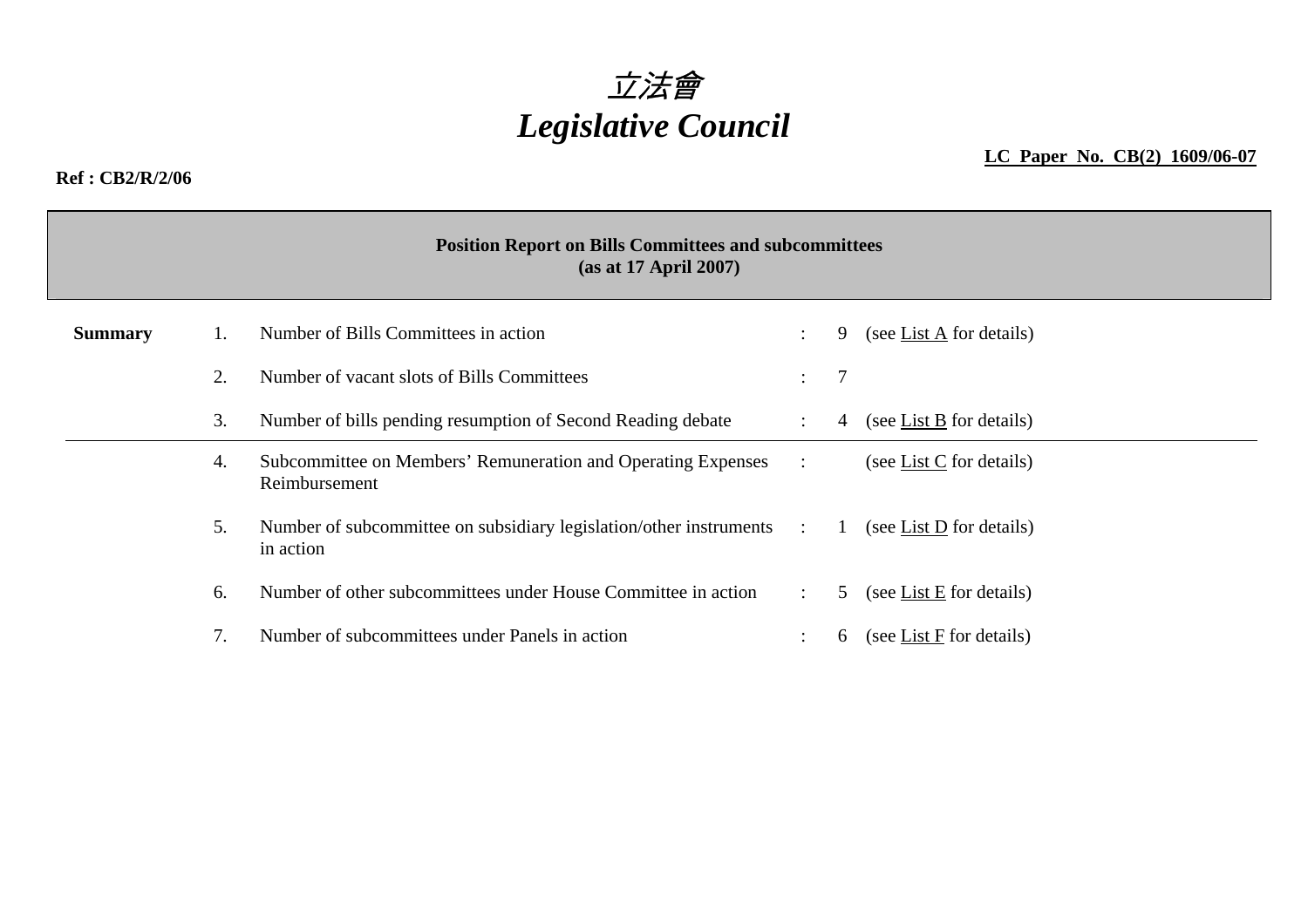# *立法會*
# *Legislative Council*

**LC Paper No. CB(2) 1609/06-07**

**Ref : CB2/R/2/06**

**Position Report on Bills Committees and subcommittees**
**(as at 17 April 2007)**

| **Summary** | | | | | |
|---|---|---|---|---|---|
| | 1. | Number of Bills Committees in action | : | 9 | (see List A for details) |
| | 2. | Number of vacant slots of Bills Committees | : | 7 | |
| | 3. | Number of bills pending resumption of Second Reading debate | : | 4 | (see List B for details) |
| | 4. | Subcommittee on Members' Remuneration and Operating Expenses Reimbursement | : | | (see List C for details) |
| | 5. | Number of subcommittee on subsidiary legislation/other instruments in action | : | 1 | (see List D for details) |
| | 6. | Number of other subcommittees under House Committee in action | : | 5 | (see List E for details) |
| | 7. | Number of subcommittees under Panels in action | : | 6 | (see List F for details) |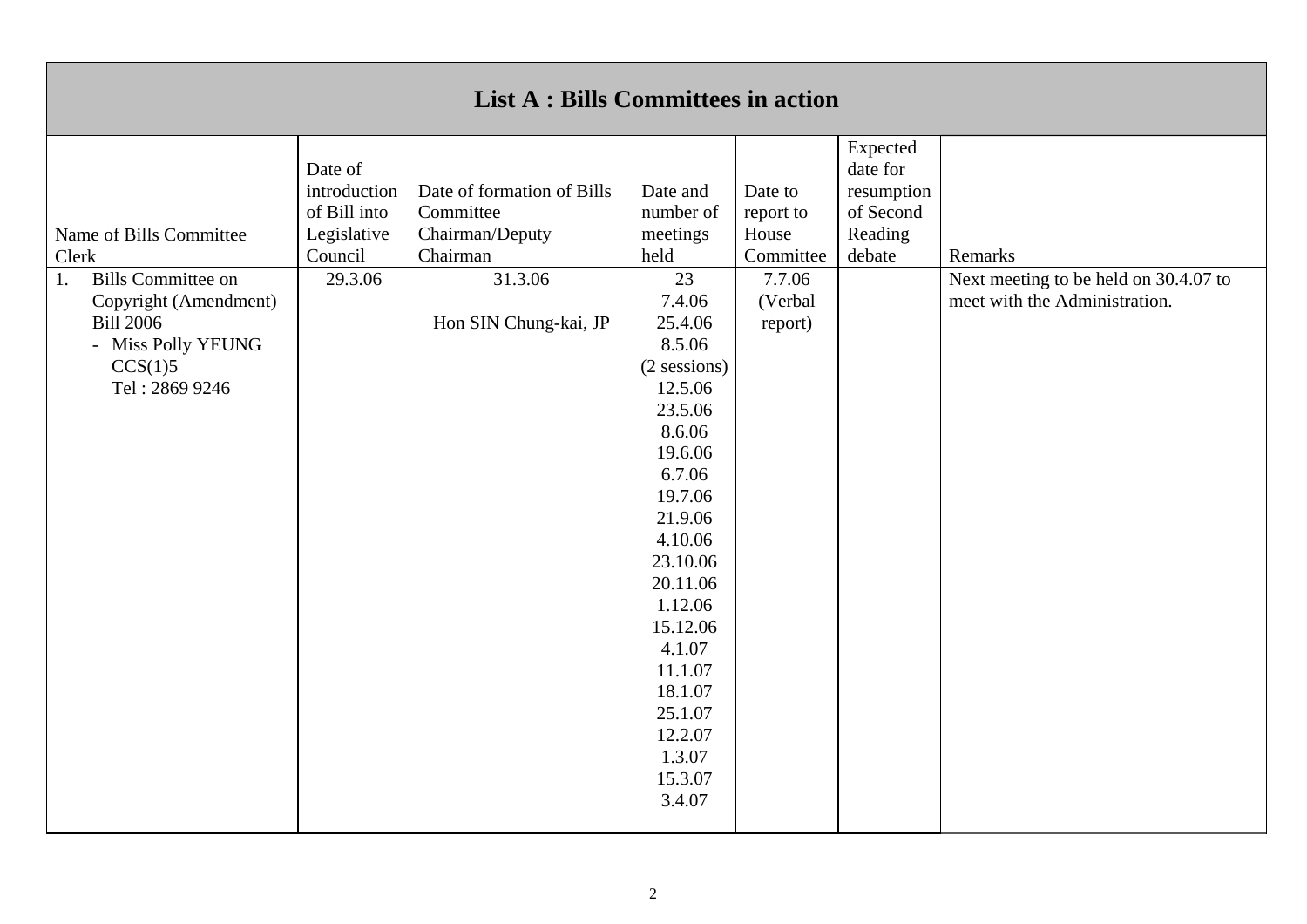## List A : Bills Committees in action

| Name of Bills Committee<br>Clerk | Date of introduction of Bill into Legislative Council | Date of formation of Bills Committee<br>Chairman/Deputy Chairman | Date and number of meetings held | Date to report to House Committee | Expected date for resumption of Second Reading debate | Remarks |
|---|---|---|---|---|---|---|
| 1. Bills Committee on Copyright (Amendment) Bill 2006<br>- Miss Polly YEUNG<br>CCS(1)5<br>Tel : 2869 9246 | 29.3.06 | 31.3.06<br><br>Hon SIN Chung-kai, JP | 23<br>7.4.06<br>25.4.06<br>8.5.06<br>(2 sessions)<br>12.5.06<br>23.5.06<br>8.6.06<br>19.6.06<br>6.7.06<br>19.7.06<br>21.9.06<br>4.10.06<br>23.10.06<br>20.11.06<br>1.12.06<br>15.12.06<br>4.1.07<br>11.1.07<br>18.1.07<br>25.1.07<br>12.2.07<br>1.3.07<br>15.3.07<br>3.4.07 | 7.7.06<br>(Verbal report) | | Next meeting to be held on 30.4.07 to meet with the Administration. |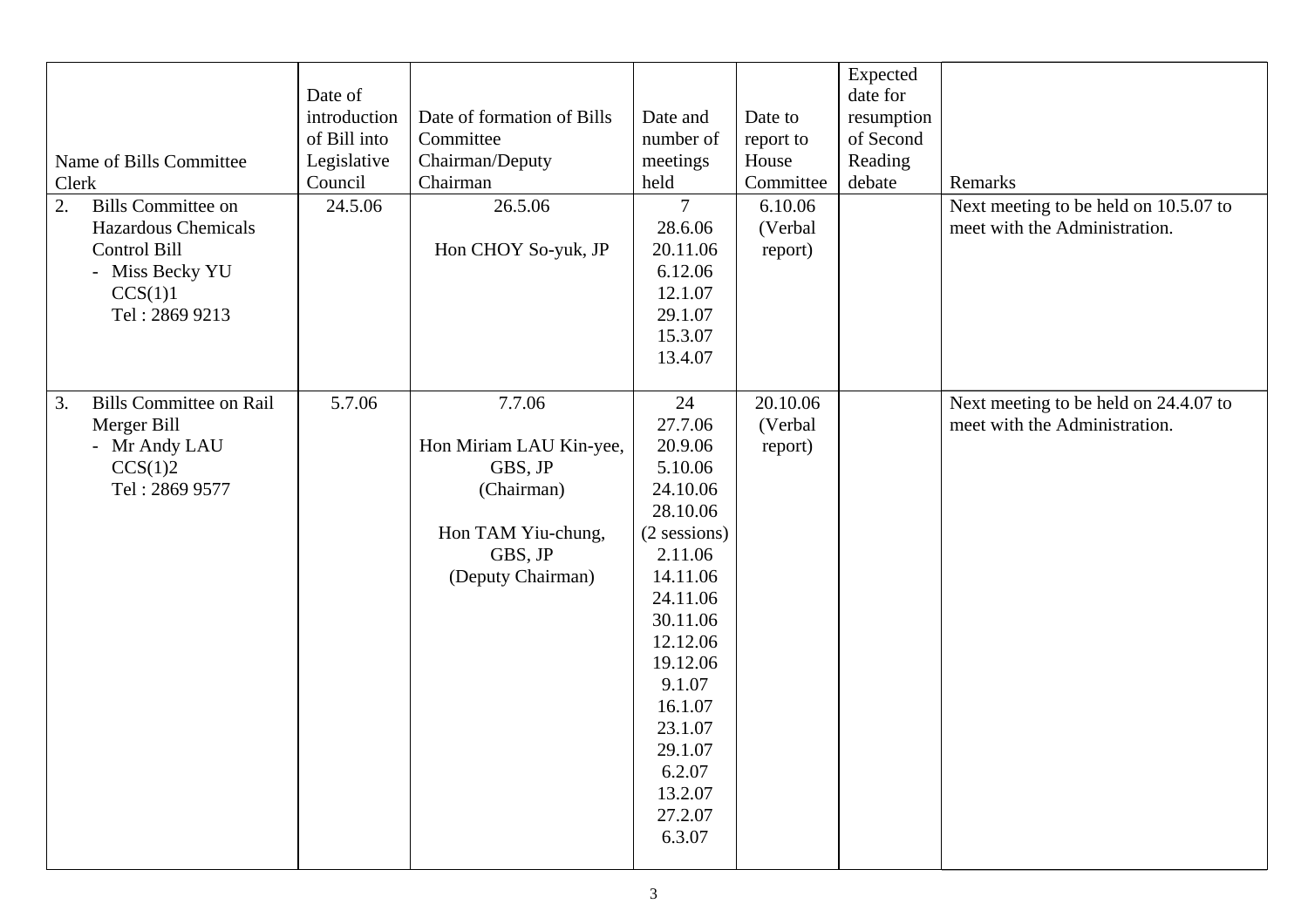| Name of Bills Committee Clerk | Date of introduction of Bill into Legislative Council | Date of formation of Bills Committee Chairman/Deputy Chairman | Date and number of meetings held | Date to report to House Committee | Expected date for resumption of Second Reading debate | Remarks |
|---|---|---|---|---|---|---|
| 2. Bills Committee on Hazardous Chemicals Control Bill<br>- Miss Becky YU<br>CCS(1)1<br>Tel : 2869 9213 | 24.5.06 | 26.5.06<br><br>Hon CHOY So-yuk, JP | 7<br>28.6.06<br>20.11.06<br>6.12.06<br>12.1.07<br>29.1.07<br>15.3.07<br>13.4.07 | 6.10.06<br>(Verbal report) | | Next meeting to be held on 10.5.07 to meet with the Administration. |
| 3. Bills Committee on Rail Merger Bill<br>- Mr Andy LAU<br>CCS(1)2<br>Tel : 2869 9577 | 5.7.06 | 7.7.06<br><br>Hon Miriam LAU Kin-yee, GBS, JP<br>(Chairman)<br><br>Hon TAM Yiu-chung, GBS, JP<br>(Deputy Chairman) | 24<br>27.7.06<br>20.9.06<br>5.10.06<br>24.10.06<br>28.10.06<br>(2 sessions)<br>2.11.06<br>14.11.06<br>24.11.06<br>30.11.06<br>12.12.06<br>19.12.06<br>9.1.07<br>16.1.07<br>23.1.07<br>29.1.07<br>6.2.07<br>13.2.07<br>27.2.07<br>6.3.07 | 20.10.06<br>(Verbal report) | | Next meeting to be held on 24.4.07 to meet with the Administration. |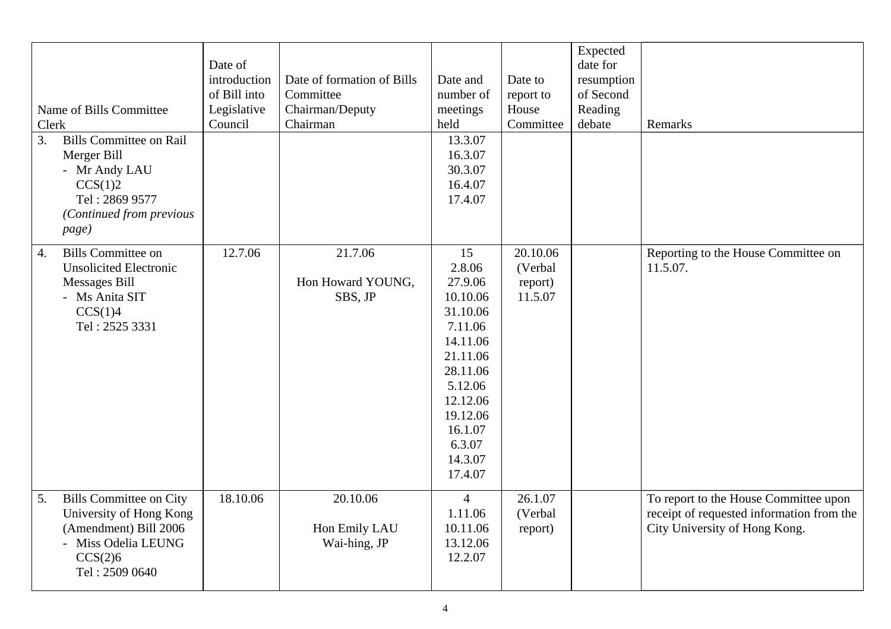| Name of Bills Committee Clerk | Date of introduction of Bill into Legislative Council | Date of formation of Bills Committee Chairman/Deputy Chairman | Date and number of meetings held | Date to report to House Committee | Expected date for resumption of Second Reading debate | Remarks |
|---|---|---|---|---|---|---|
| 3. Bills Committee on Rail Merger Bill<br>- Mr Andy LAU<br>CCS(1)2<br>Tel : 2869 9577<br>*(Continued from previous page)* | | | 13.3.07<br>16.3.07<br>30.3.07<br>16.4.07<br>17.4.07 | | | |
| 4. Bills Committee on Unsolicited Electronic Messages Bill<br>- Ms Anita SIT<br>CCS(1)4<br>Tel : 2525 3331 | 12.7.06 | 21.7.06<br><br>Hon Howard YOUNG, SBS, JP | 15<br>2.8.06<br>27.9.06<br>10.10.06<br>31.10.06<br>7.11.06<br>14.11.06<br>21.11.06<br>28.11.06<br>5.12.06<br>12.12.06<br>19.12.06<br>16.1.07<br>6.3.07<br>14.3.07<br>17.4.07 | 20.10.06<br>(Verbal report)<br>11.5.07 | | Reporting to the House Committee on 11.5.07. |
| 5. Bills Committee on City University of Hong Kong (Amendment) Bill 2006<br>- Miss Odelia LEUNG<br>CCS(2)6<br>Tel : 2509 0640 | 18.10.06 | 20.10.06<br><br>Hon Emily LAU Wai-hing, JP | 4<br>1.11.06<br>10.11.06<br>13.12.06<br>12.2.07 | 26.1.07<br>(Verbal report) | | To report to the House Committee upon receipt of requested information from the City University of Hong Kong. |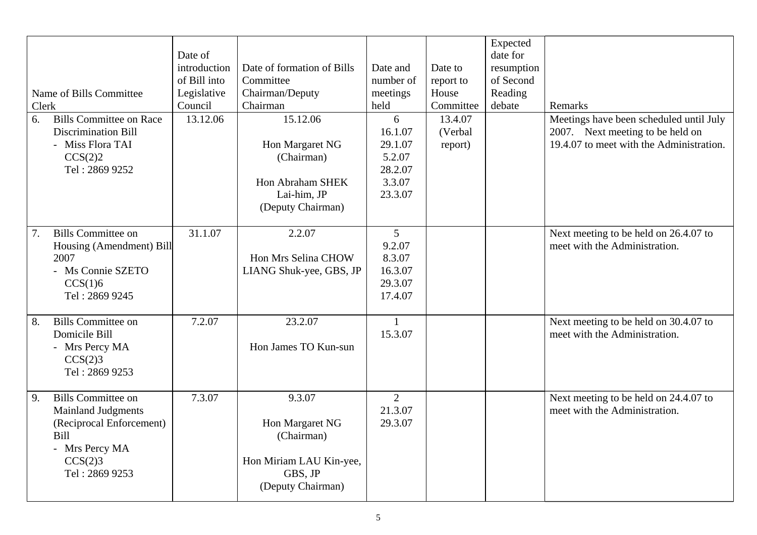| Name of Bills Committee Clerk | Date of introduction of Bill into Legislative Council | Date of formation of Bills Committee Chairman/Deputy Chairman | Date and number of meetings held | Date to report to House Committee | Expected date for resumption of Second Reading debate | Remarks |
|---|---|---|---|---|---|---|
| 6. Bills Committee on Race Discrimination Bill<br>- Miss Flora TAI<br>CCS(2)2<br>Tel : 2869 9252 | 13.12.06 | 15.12.06<br><br>Hon Margaret NG<br>(Chairman)<br><br>Hon Abraham SHEK Lai-him, JP<br>(Deputy Chairman) | 6<br>16.1.07<br>29.1.07<br>5.2.07<br>28.2.07<br>3.3.07<br>23.3.07 | 13.4.07<br>(Verbal report) | | Meetings have been scheduled until July 2007. Next meeting to be held on 19.4.07 to meet with the Administration. |
| 7. Bills Committee on Housing (Amendment) Bill 2007<br>- Ms Connie SZETO<br>CCS(1)6<br>Tel : 2869 9245 | 31.1.07 | 2.2.07<br><br>Hon Mrs Selina CHOW LIANG Shuk-yee, GBS, JP | 5<br>9.2.07<br>8.3.07<br>16.3.07<br>29.3.07<br>17.4.07 | | | Next meeting to be held on 26.4.07 to meet with the Administration. |
| 8. Bills Committee on Domicile Bill<br>- Mrs Percy MA<br>CCS(2)3<br>Tel : 2869 9253 | 7.2.07 | 23.2.07<br><br>Hon James TO Kun-sun | 1<br>15.3.07 | | | Next meeting to be held on 30.4.07 to meet with the Administration. |
| 9. Bills Committee on Mainland Judgments (Reciprocal Enforcement) Bill<br>- Mrs Percy MA<br>CCS(2)3<br>Tel : 2869 9253 | 7.3.07 | 9.3.07<br><br>Hon Margaret NG<br>(Chairman)<br><br>Hon Miriam LAU Kin-yee, GBS, JP<br>(Deputy Chairman) | 2<br>21.3.07<br>29.3.07 | | | Next meeting to be held on 24.4.07 to meet with the Administration. |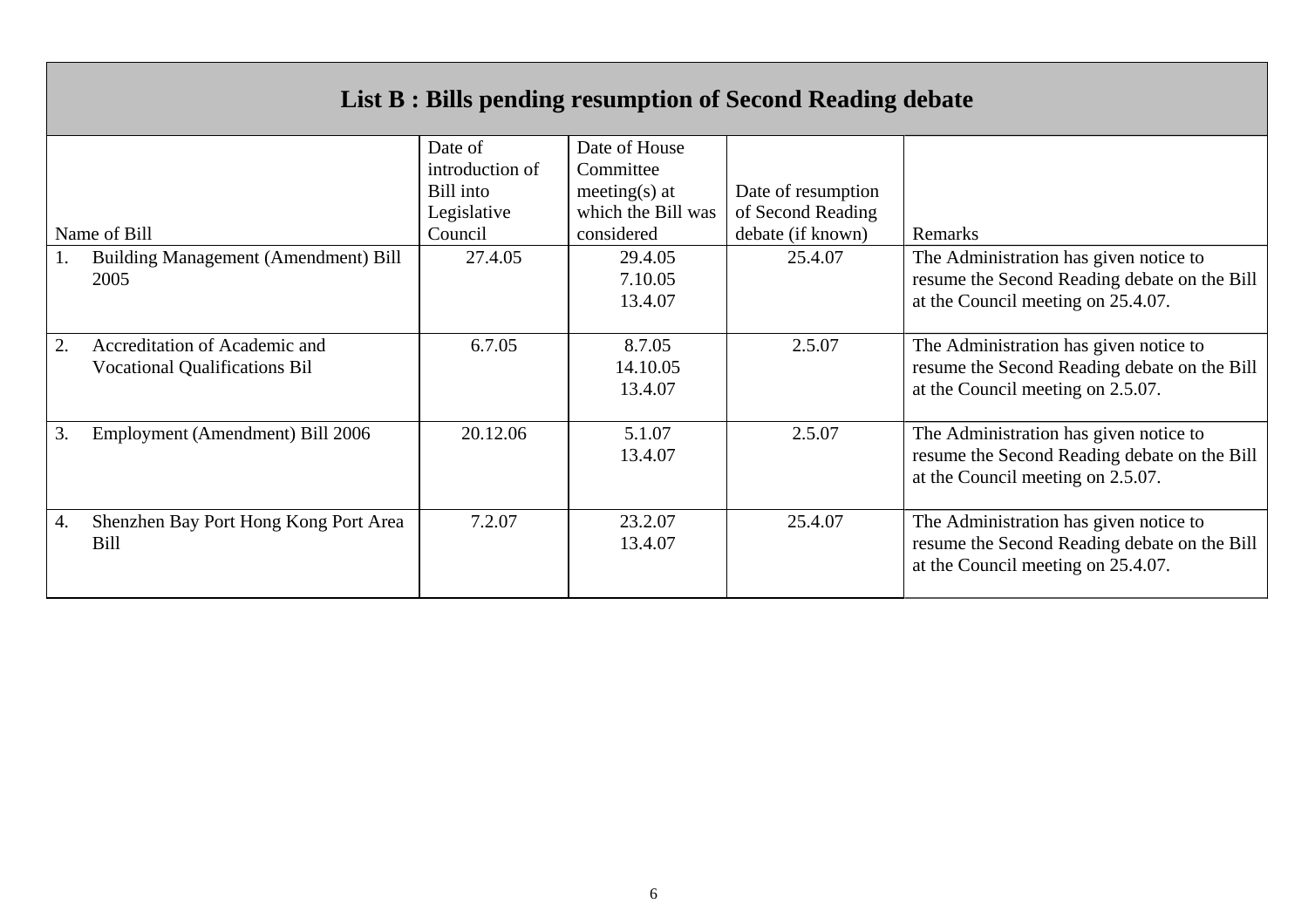## List B : Bills pending resumption of Second Reading debate

| Name of Bill | Date of introduction of Bill into Legislative Council | Date of House Committee meeting(s) at which the Bill was considered | Date of resumption of Second Reading debate (if known) | Remarks |
|---|---|---|---|---|
| 1. Building Management (Amendment) Bill 2005 | 27.4.05 | 29.4.05<br>7.10.05<br>13.4.07 | 25.4.07 | The Administration has given notice to resume the Second Reading debate on the Bill at the Council meeting on 25.4.07. |
| 2. Accreditation of Academic and Vocational Qualifications Bil | 6.7.05 | 8.7.05<br>14.10.05<br>13.4.07 | 2.5.07 | The Administration has given notice to resume the Second Reading debate on the Bill at the Council meeting on 2.5.07. |
| 3. Employment (Amendment) Bill 2006 | 20.12.06 | 5.1.07<br>13.4.07 | 2.5.07 | The Administration has given notice to resume the Second Reading debate on the Bill at the Council meeting on 2.5.07. |
| 4. Shenzhen Bay Port Hong Kong Port Area Bill | 7.2.07 | 23.2.07<br>13.4.07 | 25.4.07 | The Administration has given notice to resume the Second Reading debate on the Bill at the Council meeting on 25.4.07. |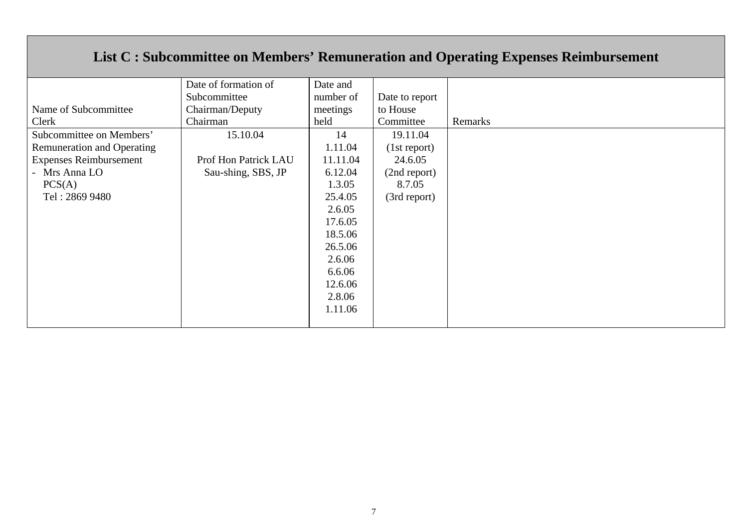## List C : Subcommittee on Members' Remuneration and Operating Expenses Reimbursement

| Name of Subcommittee<br>Clerk | Date of formation of Subcommittee<br>Chairman/Deputy Chairman | Date and number of meetings held | Date to report to House Committee | Remarks |
|---|---|---|---|---|
| Subcommittee on Members' Remuneration and Operating Expenses Reimbursement<br>- Mrs Anna LO<br>PCS(A)<br>Tel : 2869 9480 | 15.10.04<br><br>Prof Hon Patrick LAU Sau-shing, SBS, JP | 14<br>1.11.04<br>11.11.04<br>6.12.04<br>1.3.05<br>25.4.05<br>2.6.05<br>17.6.05<br>18.5.06<br>26.5.06<br>2.6.06<br>6.6.06<br>12.6.06<br>2.8.06<br>1.11.06 | 19.11.04<br>(1st report)<br>24.6.05<br>(2nd report)<br>8.7.05<br>(3rd report) | |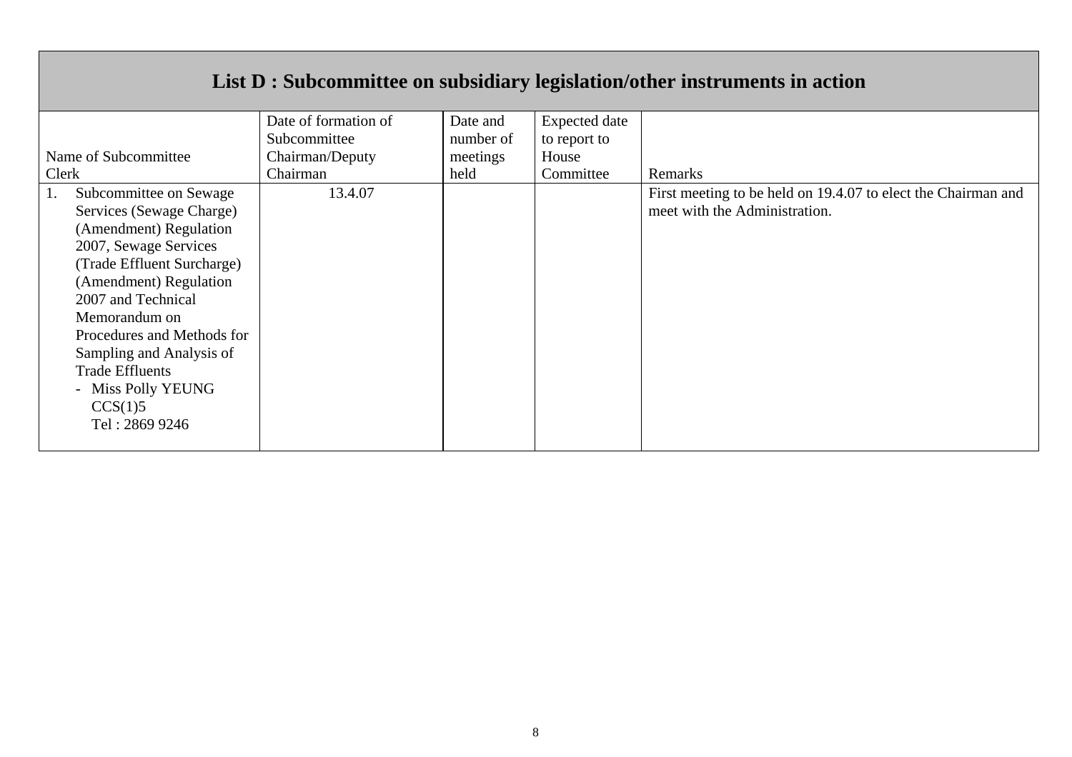## List D : Subcommittee on subsidiary legislation/other instruments in action

| Name of Subcommittee<br>Clerk | Date of formation of Subcommittee<br>Chairman/Deputy Chairman | Date and number of meetings held | Expected date to report to House Committee | Remarks |
|---|---|---|---|---|
| 1. Subcommittee on Sewage Services (Sewage Charge) (Amendment) Regulation 2007, Sewage Services (Trade Effluent Surcharge) (Amendment) Regulation 2007 and Technical Memorandum on Procedures and Methods for Sampling and Analysis of Trade Effluents<br>- Miss Polly YEUNG<br>CCS(1)5<br>Tel : 2869 9246 | 13.4.07 | | | First meeting to be held on 19.4.07 to elect the Chairman and meet with the Administration. |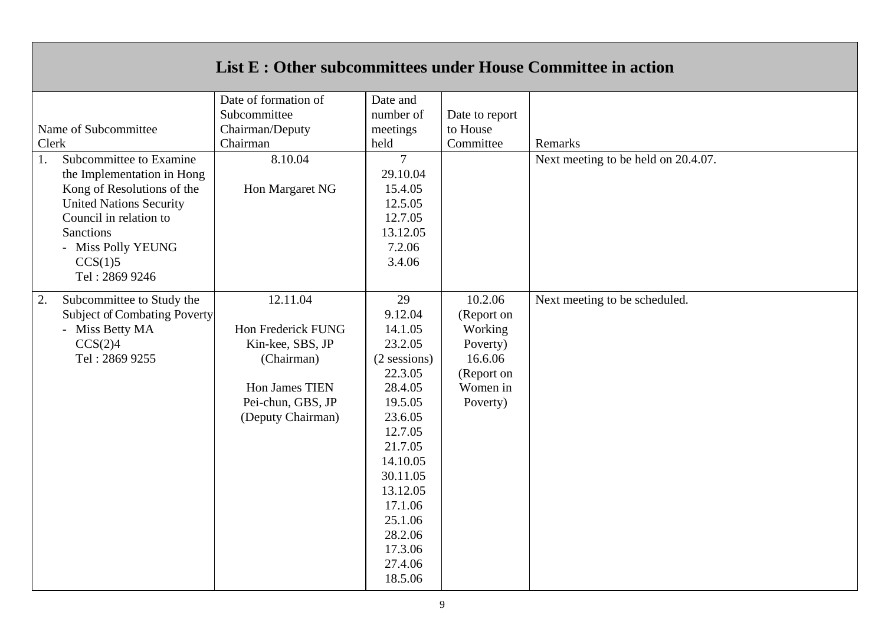## List E : Other subcommittees under House Committee in action

| Name of Subcommittee<br>Clerk | Date of formation of Subcommittee<br>Chairman/Deputy Chairman | Date and number of meetings held | Date to report to House Committee | Remarks |
|---|---|---|---|---|
| 1. Subcommittee to Examine the Implementation in Hong Kong of Resolutions of the United Nations Security Council in relation to Sanctions<br>- Miss Polly YEUNG<br>CCS(1)5<br>Tel : 2869 9246 | 8.10.04<br><br>Hon Margaret NG | 7<br>29.10.04<br>15.4.05<br>12.5.05<br>12.7.05<br>13.12.05<br>7.2.06<br>3.4.06 | | Next meeting to be held on 20.4.07. |
| 2. Subcommittee to Study the Subject of Combating Poverty<br>- Miss Betty MA<br>CCS(2)4<br>Tel : 2869 9255 | 12.11.04<br><br>Hon Frederick FUNG Kin-kee, SBS, JP (Chairman)<br><br>Hon James TIEN Pei-chun, GBS, JP (Deputy Chairman) | 29<br>9.12.04<br>14.1.05<br>23.2.05<br>(2 sessions)<br>22.3.05<br>28.4.05<br>19.5.05<br>23.6.05<br>12.7.05<br>21.7.05<br>14.10.05<br>30.11.05<br>13.12.05<br>17.1.06<br>25.1.06<br>28.2.06<br>17.3.06<br>27.4.06<br>18.5.06 | 10.2.06<br>(Report on Working Poverty)<br>16.6.06<br>(Report on Women in Poverty) | Next meeting to be scheduled. |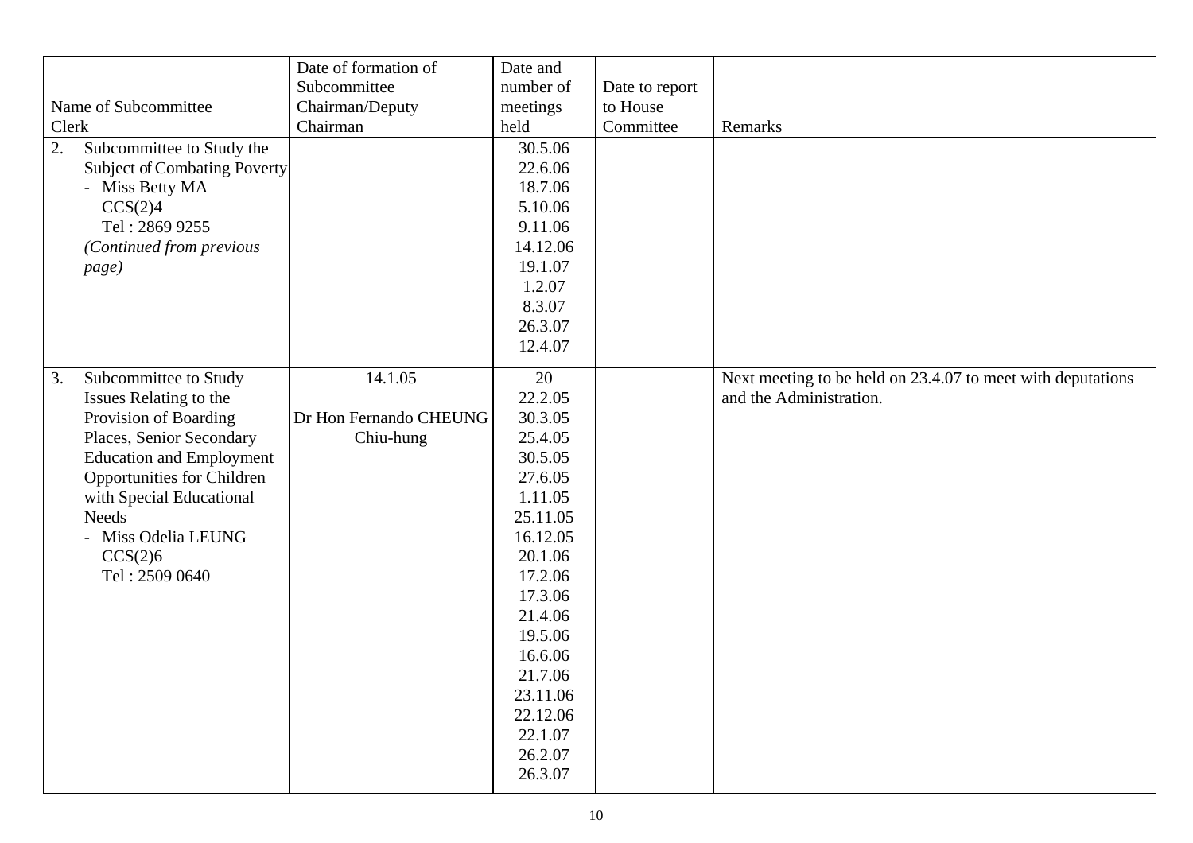| Name of Subcommittee<br>Clerk | Date of formation of Subcommittee<br>Chairman/Deputy Chairman | Date and number of meetings held | Date to report to House Committee | Remarks |
|---|---|---|---|---|
| 2. Subcommittee to Study the Subject of Combating Poverty<br>- Miss Betty MA<br>CCS(2)4<br>Tel : 2869 9255<br>*(Continued from previous page)* | | 30.5.06<br>22.6.06<br>18.7.06<br>5.10.06<br>9.11.06<br>14.12.06<br>19.1.07<br>1.2.07<br>8.3.07<br>26.3.07<br>12.4.07 | | |
| 3. Subcommittee to Study Issues Relating to the Provision of Boarding Places, Senior Secondary Education and Employment Opportunities for Children with Special Educational Needs<br>- Miss Odelia LEUNG<br>CCS(2)6<br>Tel : 2509 0640 | 14.1.05<br><br>Dr Hon Fernando CHEUNG Chiu-hung | 20<br>22.2.05<br>30.3.05<br>25.4.05<br>30.5.05<br>27.6.05<br>1.11.05<br>25.11.05<br>16.12.05<br>20.1.06<br>17.2.06<br>17.3.06<br>21.4.06<br>19.5.06<br>16.6.06<br>21.7.06<br>23.11.06<br>22.12.06<br>22.1.07<br>26.2.07<br>26.3.07 | | Next meeting to be held on 23.4.07 to meet with deputations and the Administration. |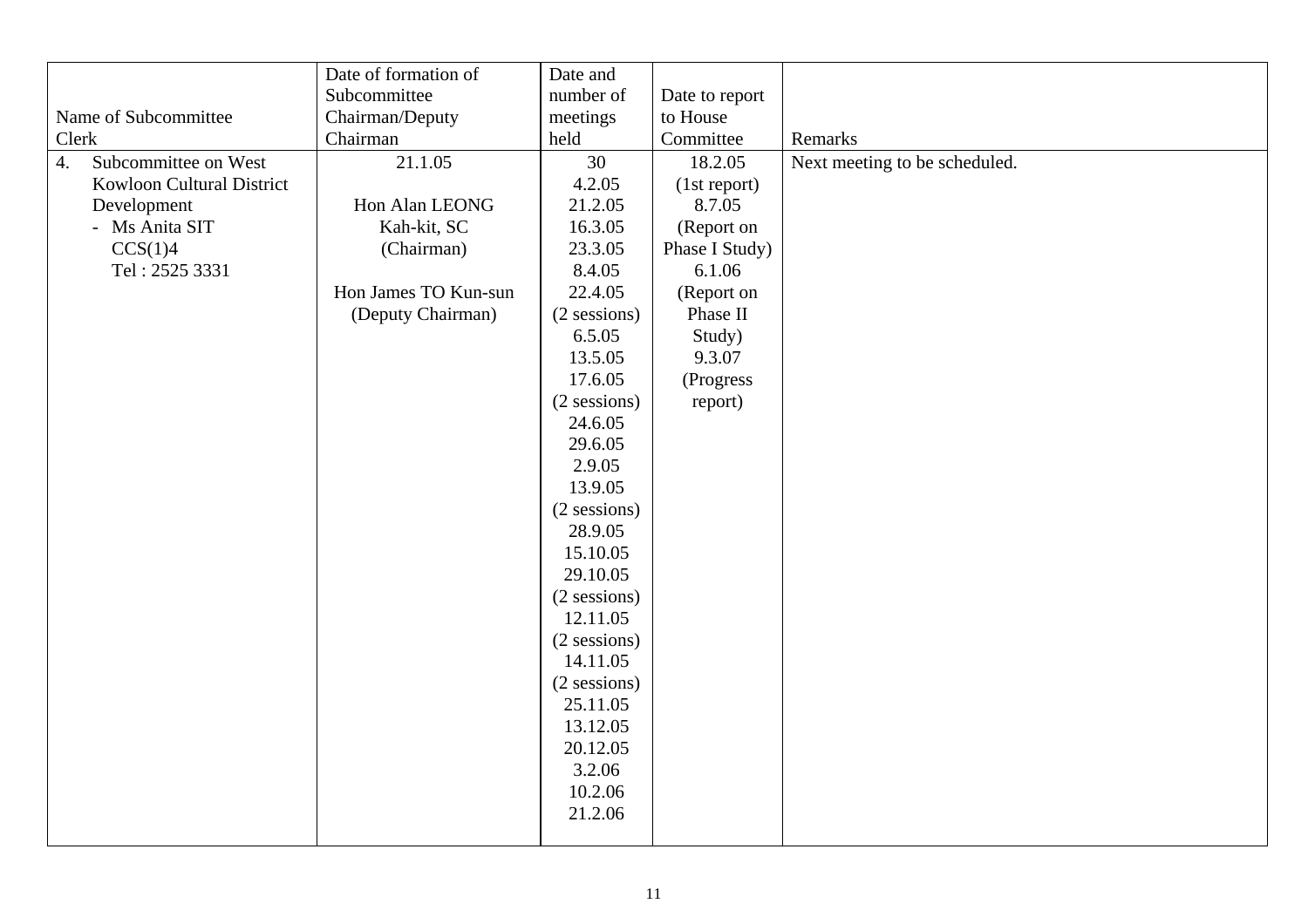| Name of Subcommittee<br>Clerk | Date of formation of Subcommittee<br>Chairman/Deputy Chairman | Date and number of meetings held | Date to report to House Committee | Remarks |
|---|---|---|---|---|
| 4. Subcommittee on West Kowloon Cultural District Development<br>- Ms Anita SIT<br>CCS(1)4<br>Tel : 2525 3331 | 21.1.05<br><br>Hon Alan LEONG Kah-kit, SC<br>(Chairman)<br><br>Hon James TO Kun-sun<br>(Deputy Chairman) | 30<br>4.2.05<br>21.2.05<br>16.3.05<br>23.3.05<br>8.4.05<br>22.4.05<br>(2 sessions)<br>6.5.05<br>13.5.05<br>17.6.05<br>(2 sessions)<br>24.6.05<br>29.6.05<br>2.9.05<br>13.9.05<br>(2 sessions)<br>28.9.05<br>15.10.05<br>29.10.05<br>(2 sessions)<br>12.11.05<br>(2 sessions)<br>14.11.05<br>(2 sessions)<br>25.11.05<br>13.12.05<br>20.12.05<br>3.2.06<br>10.2.06<br>21.2.06 | 18.2.05<br>(1st report)<br>8.7.05<br>(Report on Phase I Study)<br>6.1.06<br>(Report on Phase II Study)<br>9.3.07<br>(Progress report) | Next meeting to be scheduled. |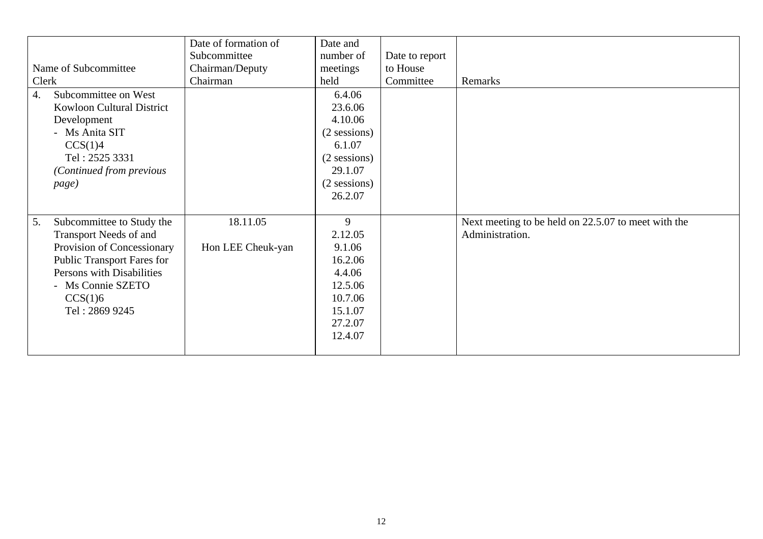| Name of Subcommittee<br>Clerk | Date of formation of Subcommittee<br>Chairman/Deputy Chairman | Date and number of meetings held | Date to report to House Committee | Remarks |
|---|---|---|---|---|
| 4. Subcommittee on West Kowloon Cultural District Development<br>- Ms Anita SIT<br>CCS(1)4<br>Tel : 2525 3331<br>*(Continued from previous page)* | | 6.4.06<br>23.6.06<br>4.10.06<br>(2 sessions)<br>6.1.07<br>(2 sessions)<br>29.1.07<br>(2 sessions)<br>26.2.07 | | |
| 5. Subcommittee to Study the Transport Needs of and Provision of Concessionary Public Transport Fares for Persons with Disabilities<br>- Ms Connie SZETO<br>CCS(1)6<br>Tel : 2869 9245 | 18.11.05<br><br>Hon LEE Cheuk-yan | 9<br>2.12.05<br>9.1.06<br>16.2.06<br>4.4.06<br>12.5.06<br>10.7.06<br>15.1.07<br>27.2.07<br>12.4.07 | | Next meeting to be held on 22.5.07 to meet with the Administration. |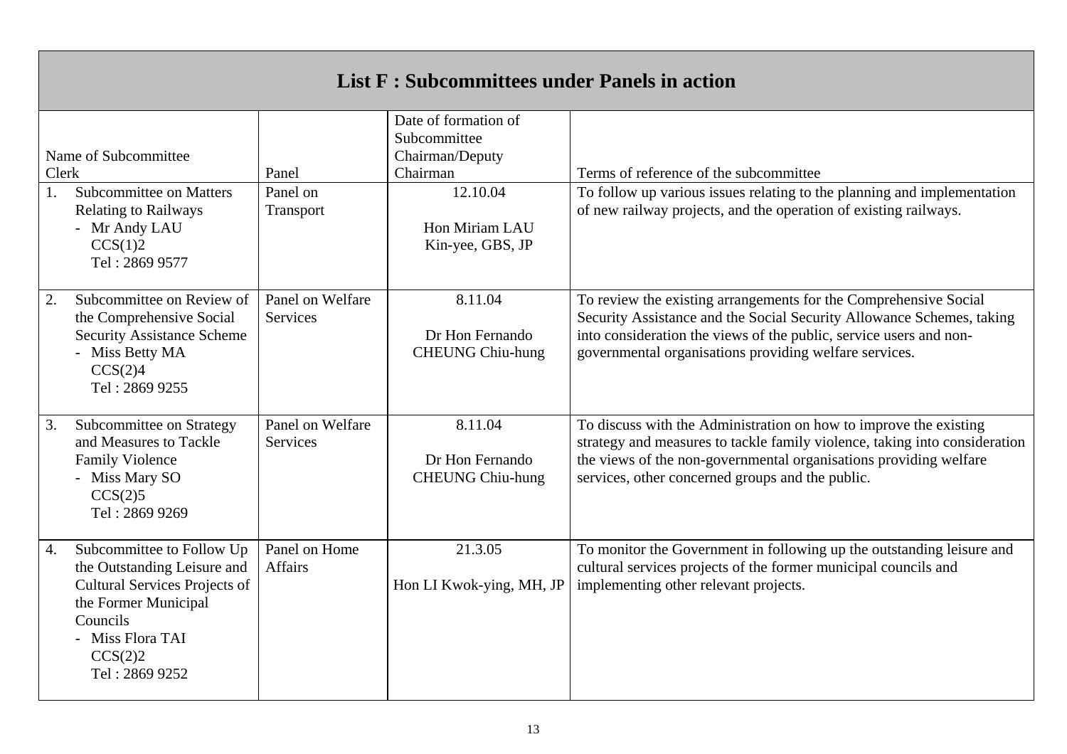## List F : Subcommittees under Panels in action

| Name of Subcommittee<br>Clerk | Panel | Date of formation of Subcommittee<br>Chairman/Deputy Chairman | Terms of reference of the subcommittee |
|---|---|---|---|
| 1. Subcommittee on Matters Relating to Railways<br>- Mr Andy LAU<br>CCS(1)2<br>Tel : 2869 9577 | Panel on Transport | 12.10.04<br><br>Hon Miriam LAU Kin-yee, GBS, JP | To follow up various issues relating to the planning and implementation of new railway projects, and the operation of existing railways. |
| 2. Subcommittee on Review of the Comprehensive Social Security Assistance Scheme<br>- Miss Betty MA<br>CCS(2)4<br>Tel : 2869 9255 | Panel on Welfare Services | 8.11.04<br><br>Dr Hon Fernando CHEUNG Chiu-hung | To review the existing arrangements for the Comprehensive Social Security Assistance and the Social Security Allowance Schemes, taking into consideration the views of the public, service users and non-governmental organisations providing welfare services. |
| 3. Subcommittee on Strategy and Measures to Tackle Family Violence<br>- Miss Mary SO<br>CCS(2)5<br>Tel : 2869 9269 | Panel on Welfare Services | 8.11.04<br><br>Dr Hon Fernando CHEUNG Chiu-hung | To discuss with the Administration on how to improve the existing strategy and measures to tackle family violence, taking into consideration the views of the non-governmental organisations providing welfare services, other concerned groups and the public. |
| 4. Subcommittee to Follow Up the Outstanding Leisure and Cultural Services Projects of the Former Municipal Councils<br>- Miss Flora TAI<br>CCS(2)2<br>Tel : 2869 9252 | Panel on Home Affairs | 21.3.05<br><br>Hon LI Kwok-ying, MH, JP | To monitor the Government in following up the outstanding leisure and cultural services projects of the former municipal councils and implementing other relevant projects. |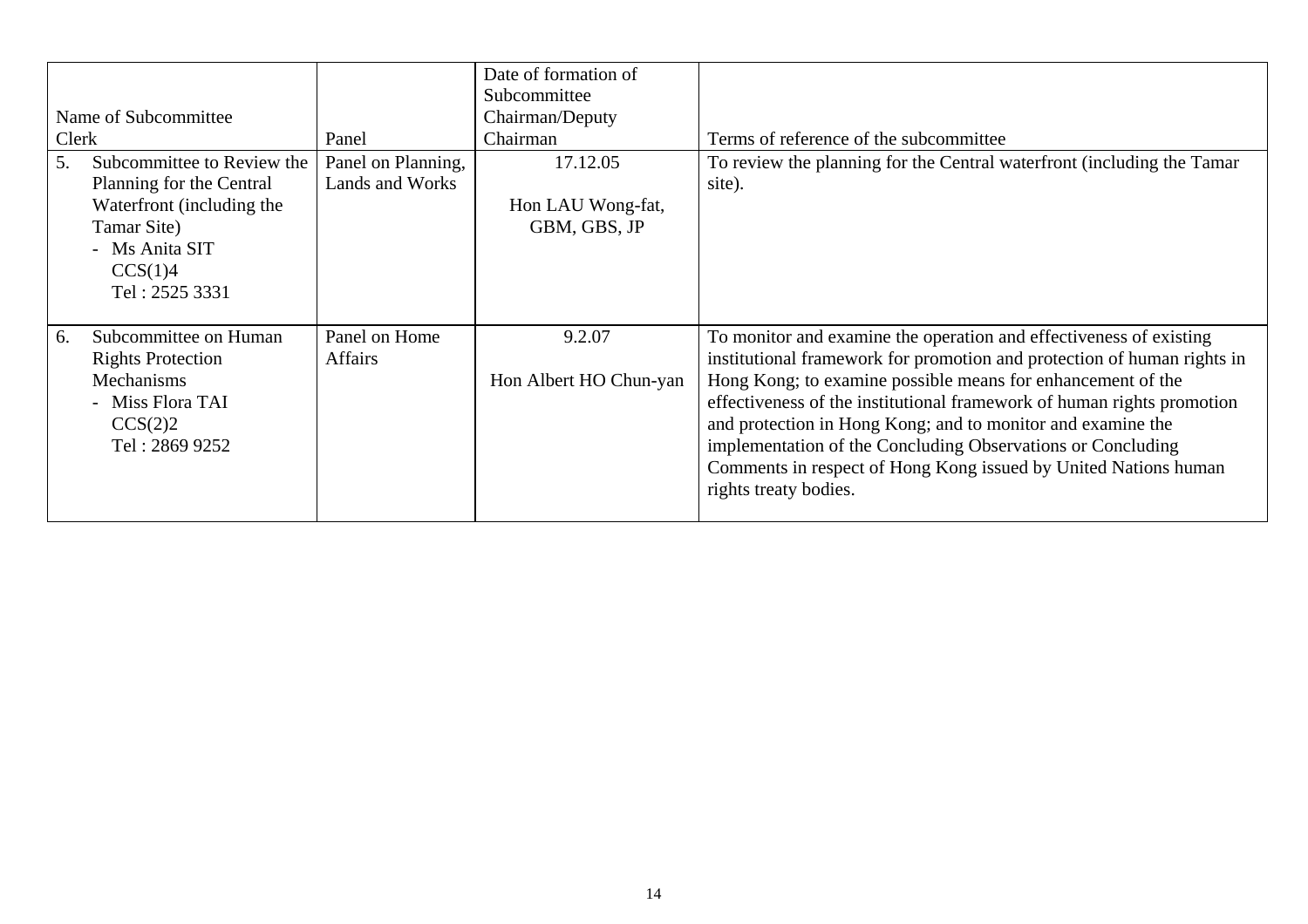| Name of Subcommittee<br>Clerk | Panel | Date of formation of Subcommittee<br>Chairman/Deputy Chairman | Terms of reference of the subcommittee |
|---|---|---|---|
| 5. Subcommittee to Review the Planning for the Central Waterfront (including the Tamar Site)<br>- Ms Anita SIT<br>CCS(1)4<br>Tel : 2525 3331 | Panel on Planning, Lands and Works | 17.12.05<br><br>Hon LAU Wong-fat, GBM, GBS, JP | To review the planning for the Central waterfront (including the Tamar site). |
| 6. Subcommittee on Human Rights Protection Mechanisms<br>- Miss Flora TAI<br>CCS(2)2<br>Tel : 2869 9252 | Panel on Home Affairs | 9.2.07<br><br>Hon Albert HO Chun-yan | To monitor and examine the operation and effectiveness of existing institutional framework for promotion and protection of human rights in Hong Kong; to examine possible means for enhancement of the effectiveness of the institutional framework of human rights promotion and protection in Hong Kong; and to monitor and examine the implementation of the Concluding Observations or Concluding Comments in respect of Hong Kong issued by United Nations human rights treaty bodies. |